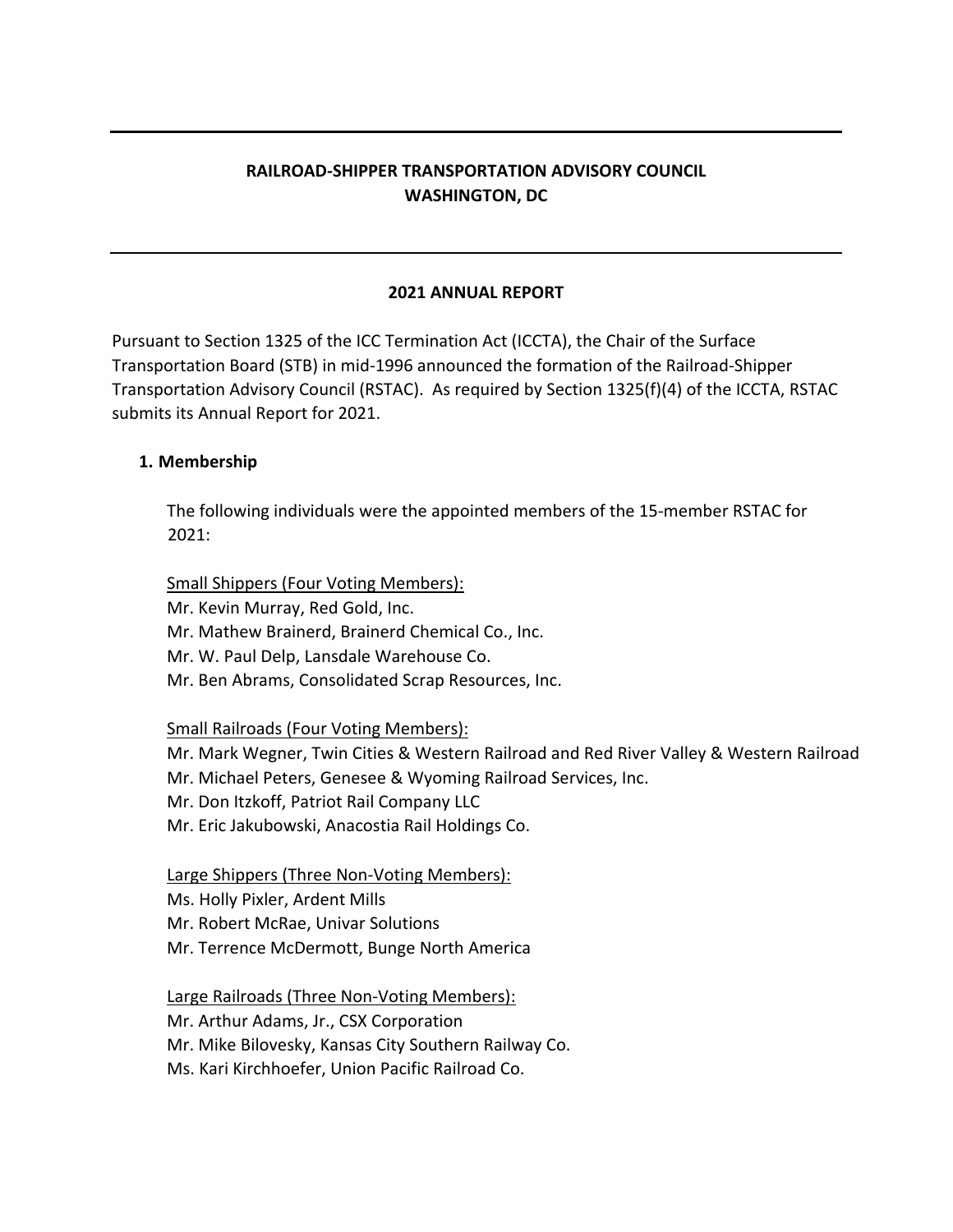# RAILROAD-SHIPPER TRANSPORTATION ADVISORY COUNCIL
# WASHINGTON, DC

## 2021 ANNUAL REPORT

Pursuant to Section 1325 of the ICC Termination Act (ICCTA), the Chair of the Surface Transportation Board (STB) in mid-1996 announced the formation of the Railroad-Shipper Transportation Advisory Council (RSTAC). As required by Section 1325(f)(4) of the ICCTA, RSTAC submits its Annual Report for 2021.

### 1. Membership

The following individuals were the appointed members of the 15-member RSTAC for 2021:

Small Shippers (Four Voting Members):
Mr. Kevin Murray, Red Gold, Inc.
Mr. Mathew Brainerd, Brainerd Chemical Co., Inc.
Mr. W. Paul Delp, Lansdale Warehouse Co.
Mr. Ben Abrams, Consolidated Scrap Resources, Inc.

Small Railroads (Four Voting Members):
Mr. Mark Wegner, Twin Cities & Western Railroad and Red River Valley & Western Railroad
Mr. Michael Peters, Genesee & Wyoming Railroad Services, Inc.
Mr. Don Itzkoff, Patriot Rail Company LLC
Mr. Eric Jakubowski, Anacostia Rail Holdings Co.

Large Shippers (Three Non-Voting Members):
Ms. Holly Pixler, Ardent Mills
Mr. Robert McRae, Univar Solutions
Mr. Terrence McDermott, Bunge North America

Large Railroads (Three Non-Voting Members):
Mr. Arthur Adams, Jr., CSX Corporation
Mr. Mike Bilovesky, Kansas City Southern Railway Co.
Ms. Kari Kirchhoefer, Union Pacific Railroad Co.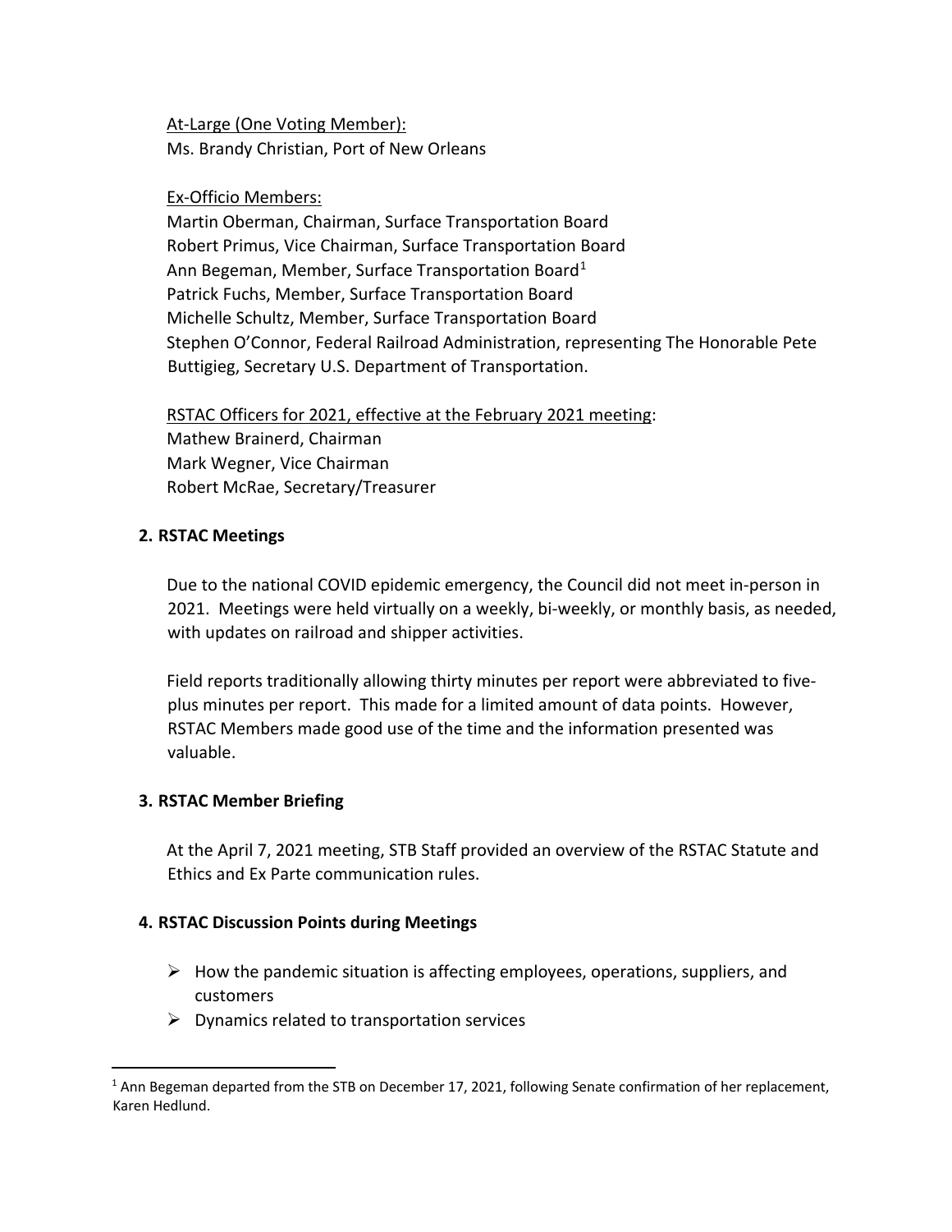At-Large (One Voting Member):
Ms. Brandy Christian, Port of New Orleans

Ex-Officio Members:
Martin Oberman, Chairman, Surface Transportation Board
Robert Primus, Vice Chairman, Surface Transportation Board
Ann Begeman, Member, Surface Transportation Board[1]
Patrick Fuchs, Member, Surface Transportation Board
Michelle Schultz, Member, Surface Transportation Board
Stephen O'Connor, Federal Railroad Administration, representing The Honorable Pete Buttigieg, Secretary U.S. Department of Transportation.

RSTAC Officers for 2021, effective at the February 2021 meeting:
Mathew Brainerd, Chairman
Mark Wegner, Vice Chairman
Robert McRae, Secretary/Treasurer

**2. RSTAC Meetings**

Due to the national COVID epidemic emergency, the Council did not meet in-person in 2021. Meetings were held virtually on a weekly, bi-weekly, or monthly basis, as needed, with updates on railroad and shipper activities.

Field reports traditionally allowing thirty minutes per report were abbreviated to five-plus minutes per report. This made for a limited amount of data points. However, RSTAC Members made good use of the time and the information presented was valuable.

**3. RSTAC Member Briefing**

At the April 7, 2021 meeting, STB Staff provided an overview of the RSTAC Statute and Ethics and Ex Parte communication rules.

**4. RSTAC Discussion Points during Meetings**

- How the pandemic situation is affecting employees, operations, suppliers, and customers
- Dynamics related to transportation services

[1] Ann Begeman departed from the STB on December 17, 2021, following Senate confirmation of her replacement, Karen Hedlund.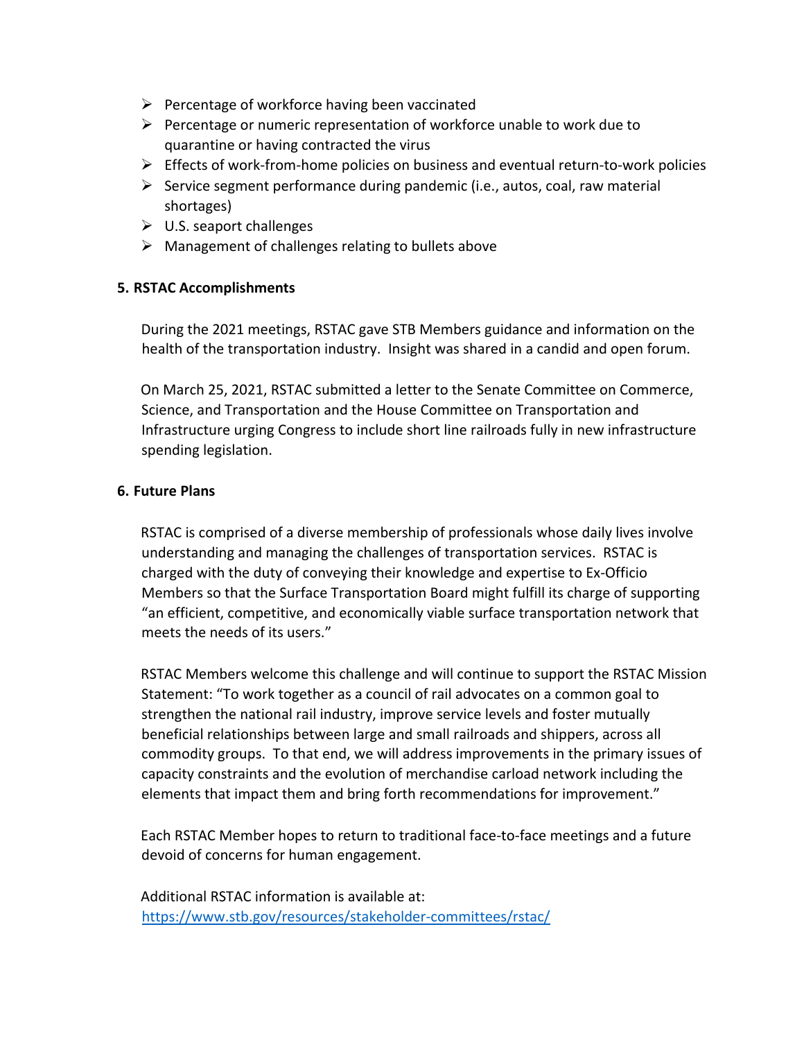- Percentage of workforce having been vaccinated
- Percentage or numeric representation of workforce unable to work due to quarantine or having contracted the virus
- Effects of work-from-home policies on business and eventual return-to-work policies
- Service segment performance during pandemic (i.e., autos, coal, raw material shortages)
- U.S. seaport challenges
- Management of challenges relating to bullets above

**5. RSTAC Accomplishments**

During the 2021 meetings, RSTAC gave STB Members guidance and information on the health of the transportation industry. Insight was shared in a candid and open forum.

On March 25, 2021, RSTAC submitted a letter to the Senate Committee on Commerce, Science, and Transportation and the House Committee on Transportation and Infrastructure urging Congress to include short line railroads fully in new infrastructure spending legislation.

**6. Future Plans**

RSTAC is comprised of a diverse membership of professionals whose daily lives involve understanding and managing the challenges of transportation services. RSTAC is charged with the duty of conveying their knowledge and expertise to Ex-Officio Members so that the Surface Transportation Board might fulfill its charge of supporting "an efficient, competitive, and economically viable surface transportation network that meets the needs of its users."

RSTAC Members welcome this challenge and will continue to support the RSTAC Mission Statement: "To work together as a council of rail advocates on a common goal to strengthen the national rail industry, improve service levels and foster mutually beneficial relationships between large and small railroads and shippers, across all commodity groups. To that end, we will address improvements in the primary issues of capacity constraints and the evolution of merchandise carload network including the elements that impact them and bring forth recommendations for improvement."

Each RSTAC Member hopes to return to traditional face-to-face meetings and a future devoid of concerns for human engagement.

Additional RSTAC information is available at:
[https://www.stb.gov/resources/stakeholder-committees/rstac/](https://www.stb.gov/resources/stakeholder-committees/rstac/)